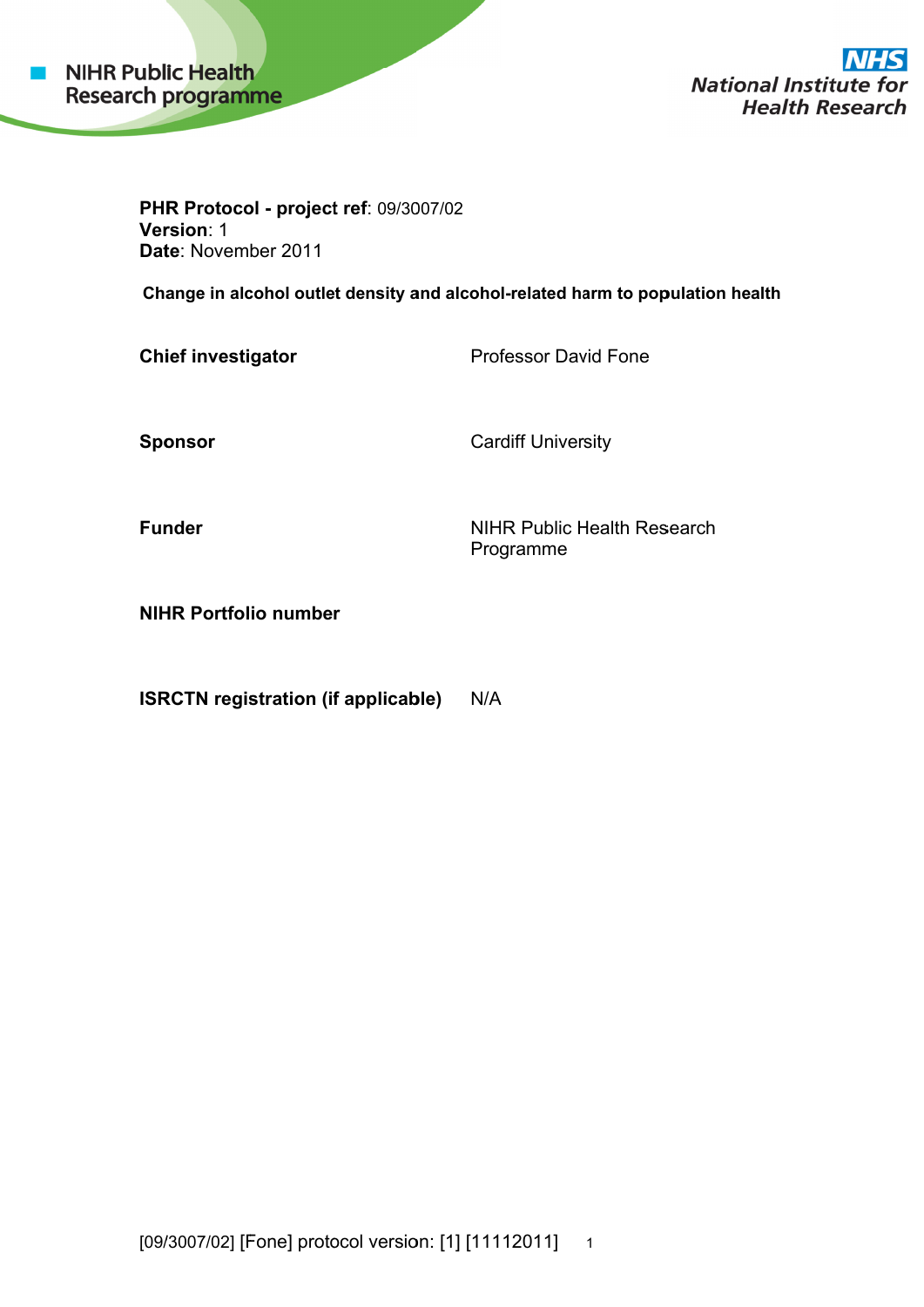NIHR Public Health Research programme

NHS National Institute for Health Research

**PHR Protocol - project ref**: 09/3007/02
**Version**: 1
**Date**: November 2011

**Change in alcohol outlet density and alcohol-related harm to population health**

| | |
|---|---|
| **Chief investigator** | Professor David Fone |
| **Sponsor** | Cardiff University |
| **Funder** | NIHR Public Health Research Programme |
| **NIHR Portfolio number** | |
| **ISRCTN registration (if applicable)** | N/A |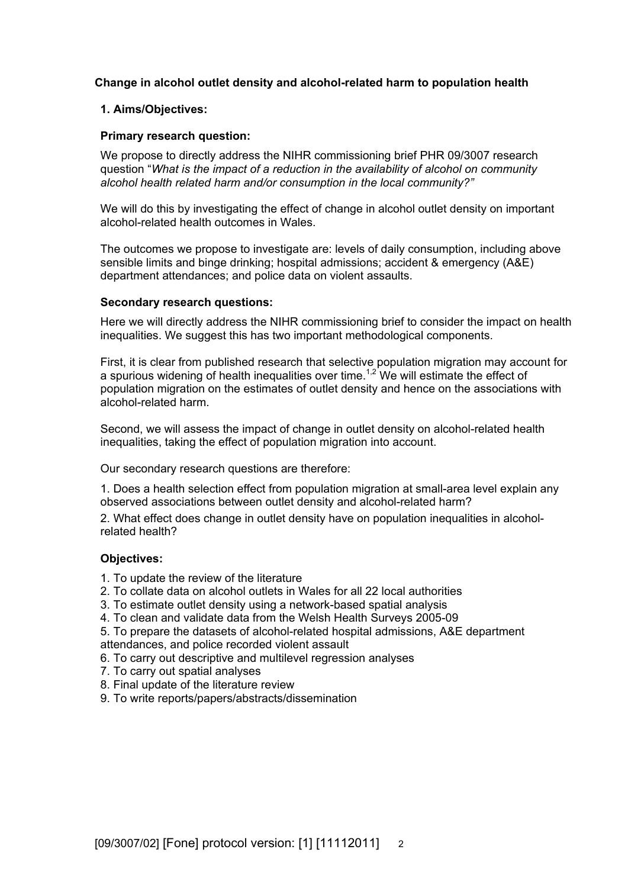**Change in alcohol outlet density and alcohol-related harm to population health**

## 1. Aims/Objectives:

### Primary research question:

We propose to directly address the NIHR commissioning brief PHR 09/3007 research question "*What is the impact of a reduction in the availability of alcohol on community alcohol health related harm and/or consumption in the local community?"*

We will do this by investigating the effect of change in alcohol outlet density on important alcohol-related health outcomes in Wales.

The outcomes we propose to investigate are: levels of daily consumption, including above sensible limits and binge drinking; hospital admissions; accident & emergency (A&E) department attendances; and police data on violent assaults.

### Secondary research questions:

Here we will directly address the NIHR commissioning brief to consider the impact on health inequalities. We suggest this has two important methodological components.

First, it is clear from published research that selective population migration may account for a spurious widening of health inequalities over time.[1,2] We will estimate the effect of population migration on the estimates of outlet density and hence on the associations with alcohol-related harm.

Second, we will assess the impact of change in outlet density on alcohol-related health inequalities, taking the effect of population migration into account.

Our secondary research questions are therefore:

1. Does a health selection effect from population migration at small-area level explain any observed associations between outlet density and alcohol-related harm?
2. What effect does change in outlet density have on population inequalities in alcohol-related health?

### Objectives:

1. To update the review of the literature
2. To collate data on alcohol outlets in Wales for all 22 local authorities
3. To estimate outlet density using a network-based spatial analysis
4. To clean and validate data from the Welsh Health Surveys 2005-09
5. To prepare the datasets of alcohol-related hospital admissions, A&E department attendances, and police recorded violent assault
6. To carry out descriptive and multilevel regression analyses
7. To carry out spatial analyses
8. Final update of the literature review
9. To write reports/papers/abstracts/dissemination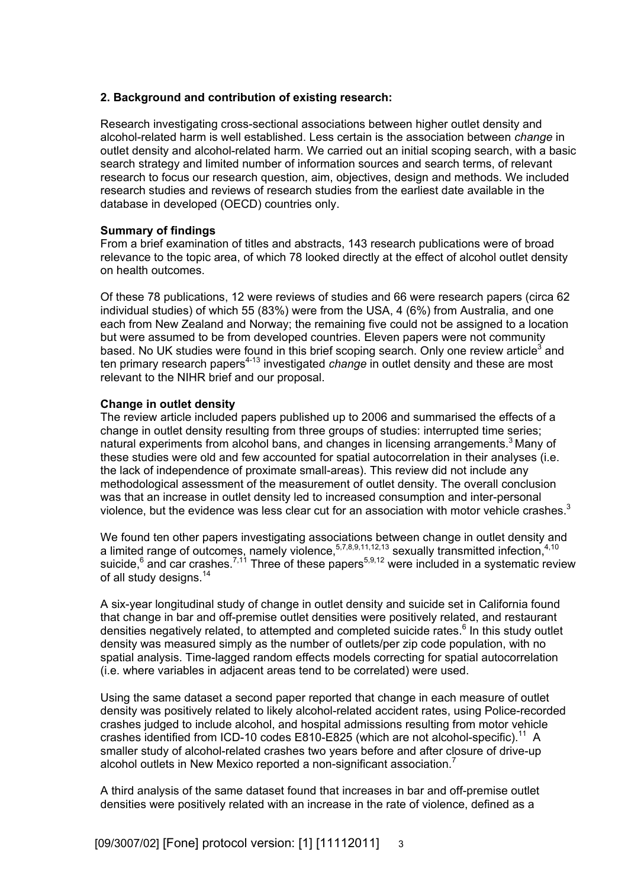### 2. Background and contribution of existing research:

Research investigating cross-sectional associations between higher outlet density and alcohol-related harm is well established. Less certain is the association between *change* in outlet density and alcohol-related harm. We carried out an initial scoping search, with a basic search strategy and limited number of information sources and search terms, of relevant research to focus our research question, aim, objectives, design and methods. We included research studies and reviews of research studies from the earliest date available in the database in developed (OECD) countries only.

**Summary of findings**

From a brief examination of titles and abstracts, 143 research publications were of broad relevance to the topic area, of which 78 looked directly at the effect of alcohol outlet density on health outcomes.

Of these 78 publications, 12 were reviews of studies and 66 were research papers (circa 62 individual studies) of which 55 (83%) were from the USA, 4 (6%) from Australia, and one each from New Zealand and Norway; the remaining five could not be assigned to a location but were assumed to be from developed countries. Eleven papers were not community based. No UK studies were found in this brief scoping search. Only one review article[3] and ten primary research papers[4-13] investigated *change* in outlet density and these are most relevant to the NIHR brief and our proposal.

**Change in outlet density**

The review article included papers published up to 2006 and summarised the effects of a change in outlet density resulting from three groups of studies: interrupted time series; natural experiments from alcohol bans, and changes in licensing arrangements.[3] Many of these studies were old and few accounted for spatial autocorrelation in their analyses (i.e. the lack of independence of proximate small-areas). This review did not include any methodological assessment of the measurement of outlet density. The overall conclusion was that an increase in outlet density led to increased consumption and inter-personal violence, but the evidence was less clear cut for an association with motor vehicle crashes.[3]

We found ten other papers investigating associations between change in outlet density and a limited range of outcomes, namely violence,[5,7,8,9,11,12,13] sexually transmitted infection,[4,10] suicide,[6] and car crashes.[7,11] Three of these papers[5,9,12] were included in a systematic review of all study designs.[14]

A six-year longitudinal study of change in outlet density and suicide set in California found that change in bar and off-premise outlet densities were positively related, and restaurant densities negatively related, to attempted and completed suicide rates.[6] In this study outlet density was measured simply as the number of outlets/per zip code population, with no spatial analysis. Time-lagged random effects models correcting for spatial autocorrelation (i.e. where variables in adjacent areas tend to be correlated) were used.

Using the same dataset a second paper reported that change in each measure of outlet density was positively related to likely alcohol-related accident rates, using Police-recorded crashes judged to include alcohol, and hospital admissions resulting from motor vehicle crashes identified from ICD-10 codes E810-E825 (which are not alcohol-specific).[11] A smaller study of alcohol-related crashes two years before and after closure of drive-up alcohol outlets in New Mexico reported a non-significant association.[7]

A third analysis of the same dataset found that increases in bar and off-premise outlet densities were positively related with an increase in the rate of violence, defined as a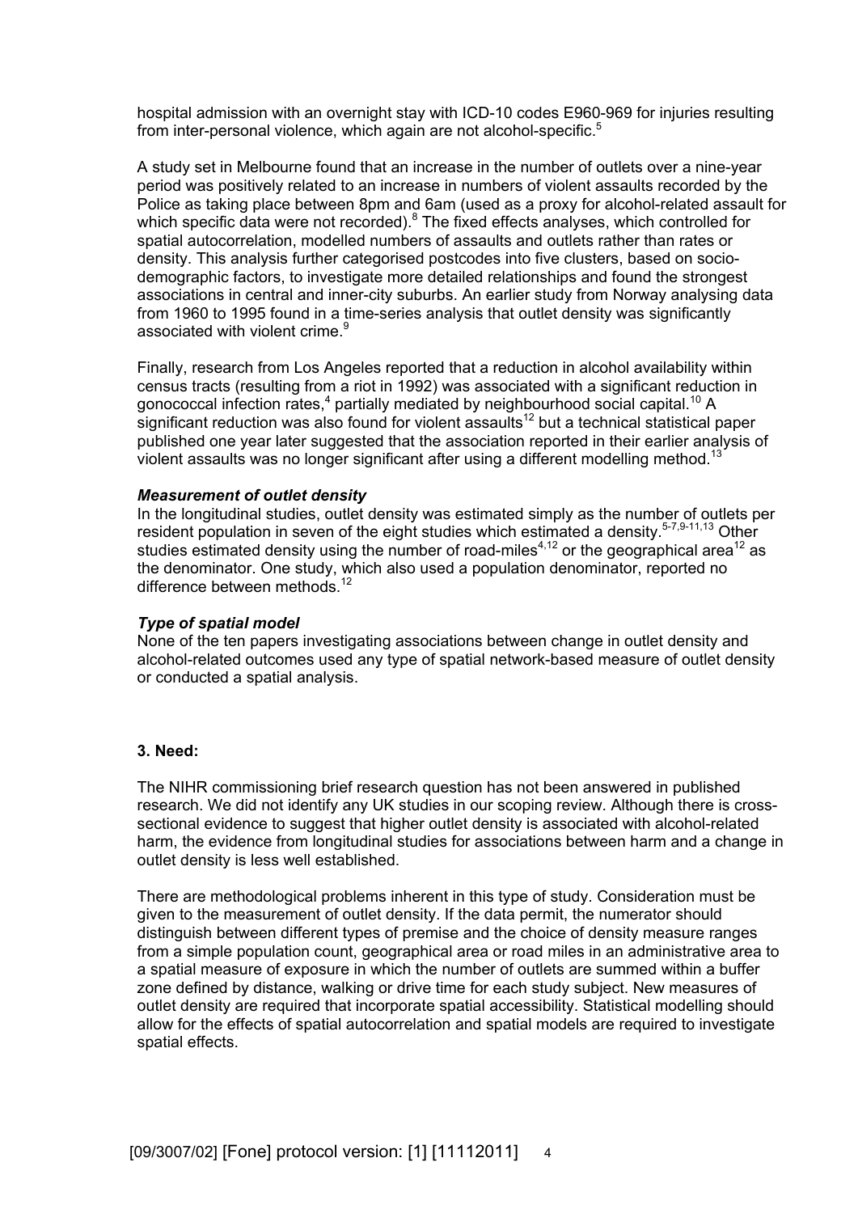hospital admission with an overnight stay with ICD-10 codes E960-969 for injuries resulting from inter-personal violence, which again are not alcohol-specific.[5]

A study set in Melbourne found that an increase in the number of outlets over a nine-year period was positively related to an increase in numbers of violent assaults recorded by the Police as taking place between 8pm and 6am (used as a proxy for alcohol-related assault for which specific data were not recorded).[8] The fixed effects analyses, which controlled for spatial autocorrelation, modelled numbers of assaults and outlets rather than rates or density. This analysis further categorised postcodes into five clusters, based on socio-demographic factors, to investigate more detailed relationships and found the strongest associations in central and inner-city suburbs. An earlier study from Norway analysing data from 1960 to 1995 found in a time-series analysis that outlet density was significantly associated with violent crime.[9]

Finally, research from Los Angeles reported that a reduction in alcohol availability within census tracts (resulting from a riot in 1992) was associated with a significant reduction in gonococcal infection rates,[4] partially mediated by neighbourhood social capital.[10] A significant reduction was also found for violent assaults[12] but a technical statistical paper published one year later suggested that the association reported in their earlier analysis of violent assaults was no longer significant after using a different modelling method.[13]

***Measurement of outlet density***

In the longitudinal studies, outlet density was estimated simply as the number of outlets per resident population in seven of the eight studies which estimated a density.[5-7,9-11,13] Other studies estimated density using the number of road-miles[4,12] or the geographical area[12] as the denominator. One study, which also used a population denominator, reported no difference between methods.[12]

***Type of spatial model***

None of the ten papers investigating associations between change in outlet density and alcohol-related outcomes used any type of spatial network-based measure of outlet density or conducted a spatial analysis.

**3. Need:**

The NIHR commissioning brief research question has not been answered in published research. We did not identify any UK studies in our scoping review. Although there is cross-sectional evidence to suggest that higher outlet density is associated with alcohol-related harm, the evidence from longitudinal studies for associations between harm and a change in outlet density is less well established.

There are methodological problems inherent in this type of study. Consideration must be given to the measurement of outlet density. If the data permit, the numerator should distinguish between different types of premise and the choice of density measure ranges from a simple population count, geographical area or road miles in an administrative area to a spatial measure of exposure in which the number of outlets are summed within a buffer zone defined by distance, walking or drive time for each study subject. New measures of outlet density are required that incorporate spatial accessibility. Statistical modelling should allow for the effects of spatial autocorrelation and spatial models are required to investigate spatial effects.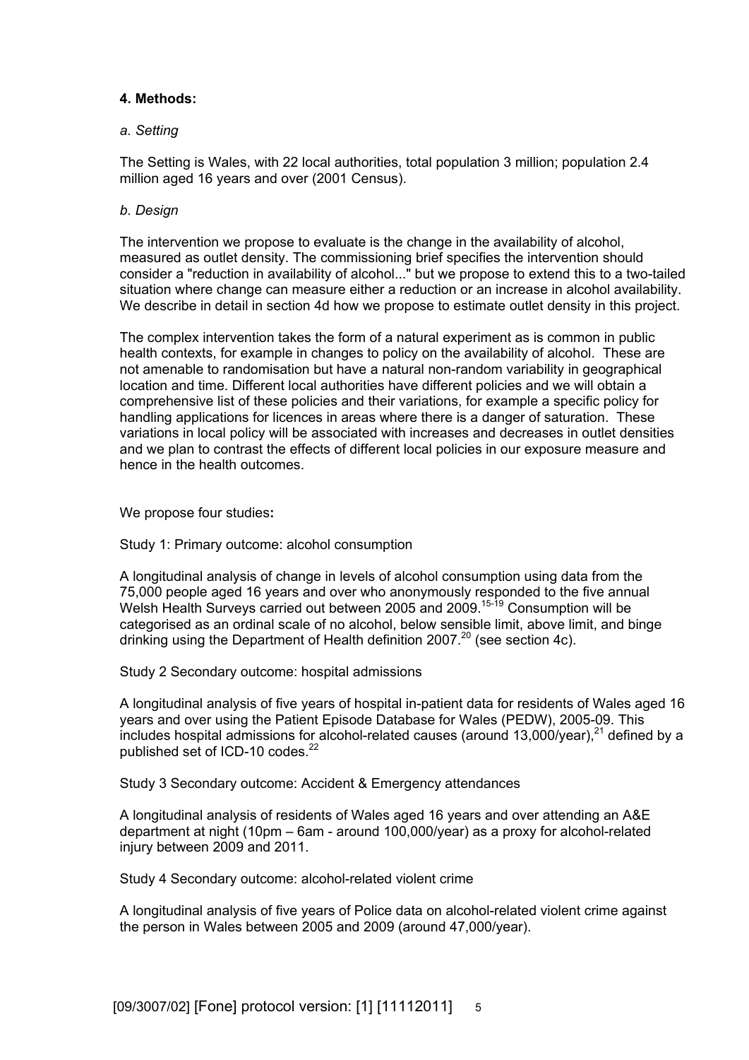### 4. Methods:

#### *a. Setting*

The Setting is Wales, with 22 local authorities, total population 3 million; population 2.4 million aged 16 years and over (2001 Census).

#### *b. Design*

The intervention we propose to evaluate is the change in the availability of alcohol, measured as outlet density. The commissioning brief specifies the intervention should consider a "reduction in availability of alcohol..." but we propose to extend this to a two-tailed situation where change can measure either a reduction or an increase in alcohol availability. We describe in detail in section 4d how we propose to estimate outlet density in this project.

The complex intervention takes the form of a natural experiment as is common in public health contexts, for example in changes to policy on the availability of alcohol. These are not amenable to randomisation but have a natural non-random variability in geographical location and time. Different local authorities have different policies and we will obtain a comprehensive list of these policies and their variations, for example a specific policy for handling applications for licences in areas where there is a danger of saturation. These variations in local policy will be associated with increases and decreases in outlet densities and we plan to contrast the effects of different local policies in our exposure measure and hence in the health outcomes.

We propose four studies**:**

Study 1: Primary outcome: alcohol consumption

A longitudinal analysis of change in levels of alcohol consumption using data from the 75,000 people aged 16 years and over who anonymously responded to the five annual Welsh Health Surveys carried out between 2005 and 2009.[15-19] Consumption will be categorised as an ordinal scale of no alcohol, below sensible limit, above limit, and binge drinking using the Department of Health definition 2007.[20] (see section 4c).

Study 2 Secondary outcome: hospital admissions

A longitudinal analysis of five years of hospital in-patient data for residents of Wales aged 16 years and over using the Patient Episode Database for Wales (PEDW), 2005-09. This includes hospital admissions for alcohol-related causes (around 13,000/year),[21] defined by a published set of ICD-10 codes.[22]

Study 3 Secondary outcome: Accident & Emergency attendances

A longitudinal analysis of residents of Wales aged 16 years and over attending an A&E department at night (10pm – 6am - around 100,000/year) as a proxy for alcohol-related injury between 2009 and 2011.

Study 4 Secondary outcome: alcohol-related violent crime

A longitudinal analysis of five years of Police data on alcohol-related violent crime against the person in Wales between 2005 and 2009 (around 47,000/year).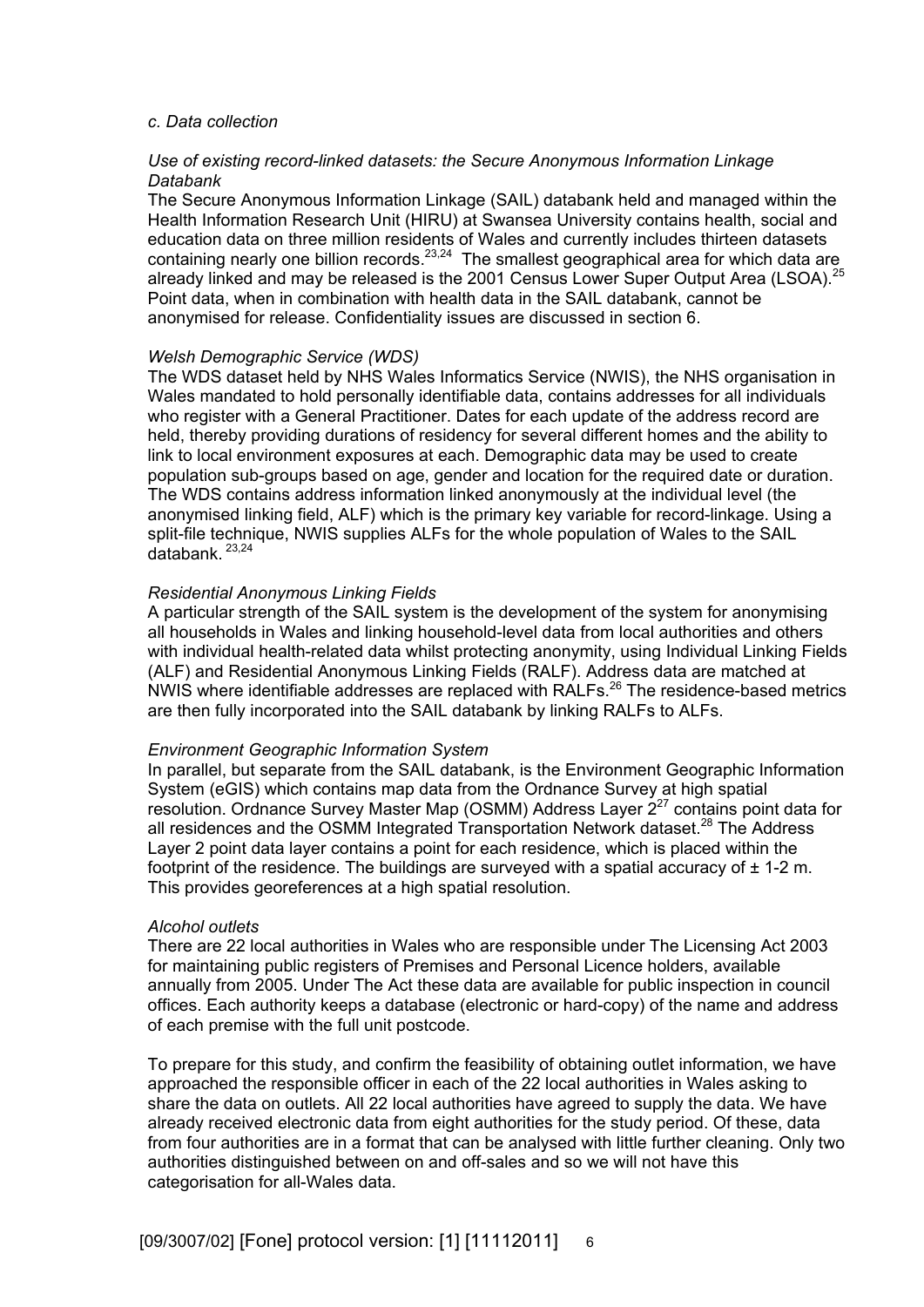*c. Data collection*

*Use of existing record-linked datasets: the Secure Anonymous Information Linkage Databank*

The Secure Anonymous Information Linkage (SAIL) databank held and managed within the Health Information Research Unit (HIRU) at Swansea University contains health, social and education data on three million residents of Wales and currently includes thirteen datasets containing nearly one billion records.[23,24] The smallest geographical area for which data are already linked and may be released is the 2001 Census Lower Super Output Area (LSOA).[25] Point data, when in combination with health data in the SAIL databank, cannot be anonymised for release. Confidentiality issues are discussed in section 6.

*Welsh Demographic Service (WDS)*

The WDS dataset held by NHS Wales Informatics Service (NWIS), the NHS organisation in Wales mandated to hold personally identifiable data, contains addresses for all individuals who register with a General Practitioner. Dates for each update of the address record are held, thereby providing durations of residency for several different homes and the ability to link to local environment exposures at each. Demographic data may be used to create population sub-groups based on age, gender and location for the required date or duration. The WDS contains address information linked anonymously at the individual level (the anonymised linking field, ALF) which is the primary key variable for record-linkage. Using a split-file technique, NWIS supplies ALFs for the whole population of Wales to the SAIL databank. [23,24]

*Residential Anonymous Linking Fields*

A particular strength of the SAIL system is the development of the system for anonymising all households in Wales and linking household-level data from local authorities and others with individual health-related data whilst protecting anonymity, using Individual Linking Fields (ALF) and Residential Anonymous Linking Fields (RALF). Address data are matched at NWIS where identifiable addresses are replaced with RALFs.[26] The residence-based metrics are then fully incorporated into the SAIL databank by linking RALFs to ALFs.

*Environment Geographic Information System*

In parallel, but separate from the SAIL databank, is the Environment Geographic Information System (eGIS) which contains map data from the Ordnance Survey at high spatial resolution. Ordnance Survey Master Map (OSMM) Address Layer 2[27] contains point data for all residences and the OSMM Integrated Transportation Network dataset.[28] The Address Layer 2 point data layer contains a point for each residence, which is placed within the footprint of the residence. The buildings are surveyed with a spatial accuracy of ± 1-2 m. This provides georeferences at a high spatial resolution.

*Alcohol outlets*

There are 22 local authorities in Wales who are responsible under The Licensing Act 2003 for maintaining public registers of Premises and Personal Licence holders, available annually from 2005. Under The Act these data are available for public inspection in council offices. Each authority keeps a database (electronic or hard-copy) of the name and address of each premise with the full unit postcode.

To prepare for this study, and confirm the feasibility of obtaining outlet information, we have approached the responsible officer in each of the 22 local authorities in Wales asking to share the data on outlets. All 22 local authorities have agreed to supply the data. We have already received electronic data from eight authorities for the study period. Of these, data from four authorities are in a format that can be analysed with little further cleaning. Only two authorities distinguished between on and off-sales and so we will not have this categorisation for all-Wales data.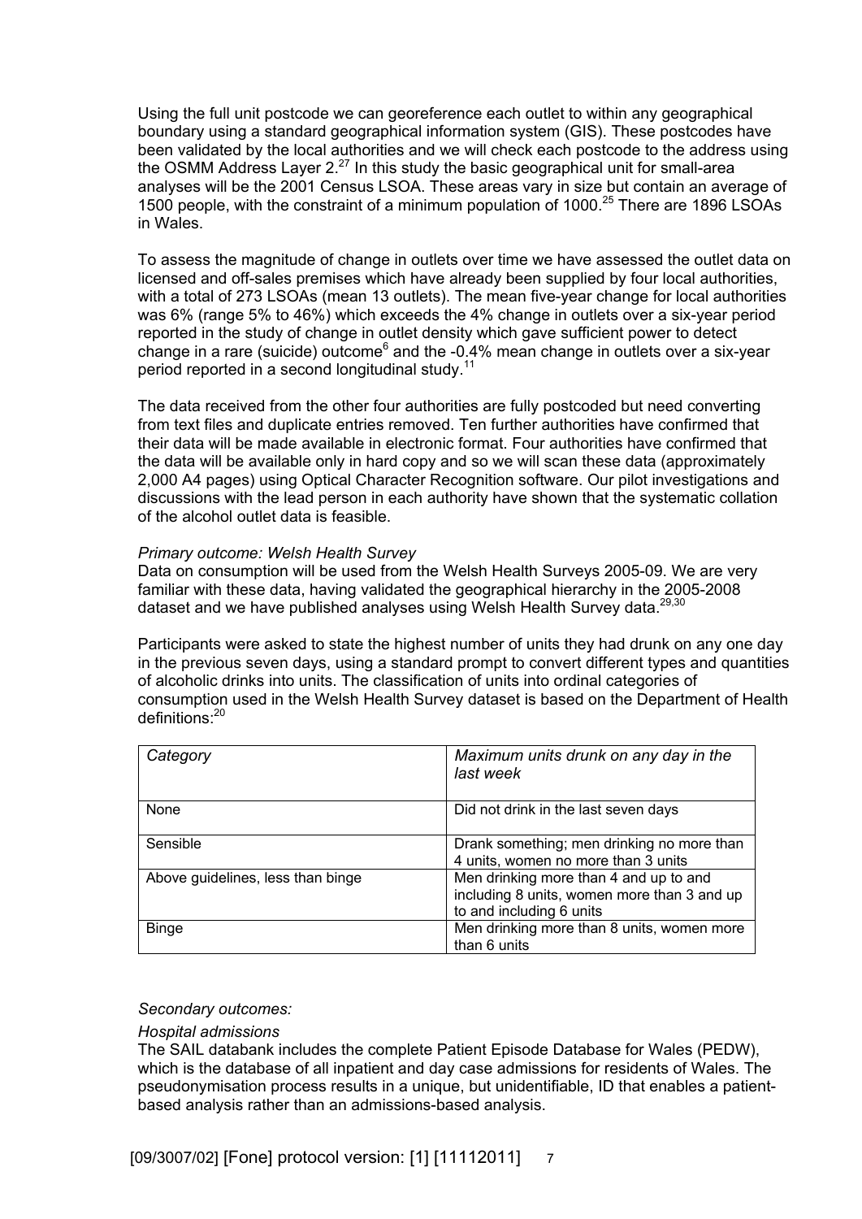Using the full unit postcode we can georeference each outlet to within any geographical boundary using a standard geographical information system (GIS). These postcodes have been validated by the local authorities and we will check each postcode to the address using the OSMM Address Layer 2.[27] In this study the basic geographical unit for small-area analyses will be the 2001 Census LSOA. These areas vary in size but contain an average of 1500 people, with the constraint of a minimum population of 1000.[25] There are 1896 LSOAs in Wales.

To assess the magnitude of change in outlets over time we have assessed the outlet data on licensed and off-sales premises which have already been supplied by four local authorities, with a total of 273 LSOAs (mean 13 outlets). The mean five-year change for local authorities was 6% (range 5% to 46%) which exceeds the 4% change in outlets over a six-year period reported in the study of change in outlet density which gave sufficient power to detect change in a rare (suicide) outcome[6] and the -0.4% mean change in outlets over a six-year period reported in a second longitudinal study.[11]

The data received from the other four authorities are fully postcoded but need converting from text files and duplicate entries removed. Ten further authorities have confirmed that their data will be made available in electronic format. Four authorities have confirmed that the data will be available only in hard copy and so we will scan these data (approximately 2,000 A4 pages) using Optical Character Recognition software. Our pilot investigations and discussions with the lead person in each authority have shown that the systematic collation of the alcohol outlet data is feasible.

*Primary outcome: Welsh Health Survey*

Data on consumption will be used from the Welsh Health Surveys 2005-09. We are very familiar with these data, having validated the geographical hierarchy in the 2005-2008 dataset and we have published analyses using Welsh Health Survey data.[29,30]

Participants were asked to state the highest number of units they had drunk on any one day in the previous seven days, using a standard prompt to convert different types and quantities of alcoholic drinks into units. The classification of units into ordinal categories of consumption used in the Welsh Health Survey dataset is based on the Department of Health definitions:[20]

| *Category* | *Maximum units drunk on any day in the last week* |
|---|---|
| None | Did not drink in the last seven days |
| Sensible | Drank something; men drinking no more than 4 units, women no more than 3 units |
| Above guidelines, less than binge | Men drinking more than 4 and up to and including 8 units, women more than 3 and up to and including 6 units |
| Binge | Men drinking more than 8 units, women more than 6 units |

*Secondary outcomes:*

*Hospital admissions*

The SAIL databank includes the complete Patient Episode Database for Wales (PEDW), which is the database of all inpatient and day case admissions for residents of Wales. The pseudonymisation process results in a unique, but unidentifiable, ID that enables a patient-based analysis rather than an admissions-based analysis.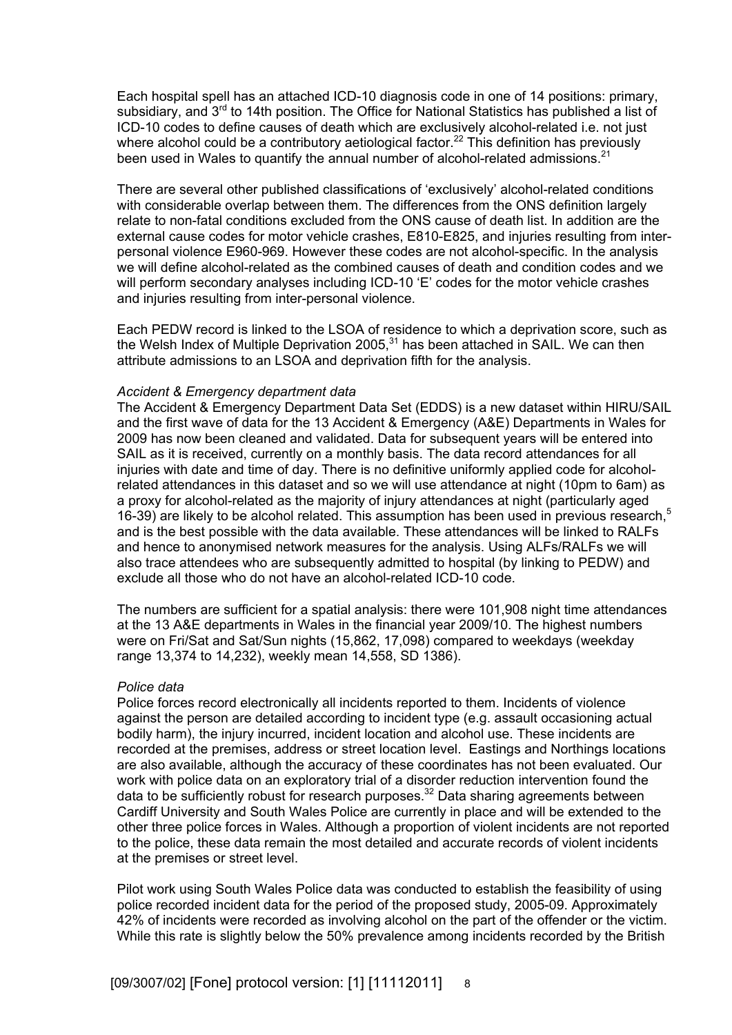Each hospital spell has an attached ICD-10 diagnosis code in one of 14 positions: primary, subsidiary, and 3rd to 14th position. The Office for National Statistics has published a list of ICD-10 codes to define causes of death which are exclusively alcohol-related i.e. not just where alcohol could be a contributory aetiological factor.[22] This definition has previously been used in Wales to quantify the annual number of alcohol-related admissions.[21]

There are several other published classifications of 'exclusively' alcohol-related conditions with considerable overlap between them. The differences from the ONS definition largely relate to non-fatal conditions excluded from the ONS cause of death list. In addition are the external cause codes for motor vehicle crashes, E810-E825, and injuries resulting from inter-personal violence E960-969. However these codes are not alcohol-specific. In the analysis we will define alcohol-related as the combined causes of death and condition codes and we will perform secondary analyses including ICD-10 'E' codes for the motor vehicle crashes and injuries resulting from inter-personal violence.

Each PEDW record is linked to the LSOA of residence to which a deprivation score, such as the Welsh Index of Multiple Deprivation 2005,[31] has been attached in SAIL. We can then attribute admissions to an LSOA and deprivation fifth for the analysis.

*Accident & Emergency department data*

The Accident & Emergency Department Data Set (EDDS) is a new dataset within HIRU/SAIL and the first wave of data for the 13 Accident & Emergency (A&E) Departments in Wales for 2009 has now been cleaned and validated. Data for subsequent years will be entered into SAIL as it is received, currently on a monthly basis. The data record attendances for all injuries with date and time of day. There is no definitive uniformly applied code for alcohol-related attendances in this dataset and so we will use attendance at night (10pm to 6am) as a proxy for alcohol-related as the majority of injury attendances at night (particularly aged 16-39) are likely to be alcohol related. This assumption has been used in previous research,[5] and is the best possible with the data available. These attendances will be linked to RALFs and hence to anonymised network measures for the analysis. Using ALFs/RALFs we will also trace attendees who are subsequently admitted to hospital (by linking to PEDW) and exclude all those who do not have an alcohol-related ICD-10 code.

The numbers are sufficient for a spatial analysis: there were 101,908 night time attendances at the 13 A&E departments in Wales in the financial year 2009/10. The highest numbers were on Fri/Sat and Sat/Sun nights (15,862, 17,098) compared to weekdays (weekday range 13,374 to 14,232), weekly mean 14,558, SD 1386).

*Police data*

Police forces record electronically all incidents reported to them. Incidents of violence against the person are detailed according to incident type (e.g. assault occasioning actual bodily harm), the injury incurred, incident location and alcohol use. These incidents are recorded at the premises, address or street location level. Eastings and Northings locations are also available, although the accuracy of these coordinates has not been evaluated. Our work with police data on an exploratory trial of a disorder reduction intervention found the data to be sufficiently robust for research purposes.[32] Data sharing agreements between Cardiff University and South Wales Police are currently in place and will be extended to the other three police forces in Wales. Although a proportion of violent incidents are not reported to the police, these data remain the most detailed and accurate records of violent incidents at the premises or street level.

Pilot work using South Wales Police data was conducted to establish the feasibility of using police recorded incident data for the period of the proposed study, 2005-09. Approximately 42% of incidents were recorded as involving alcohol on the part of the offender or the victim. While this rate is slightly below the 50% prevalence among incidents recorded by the British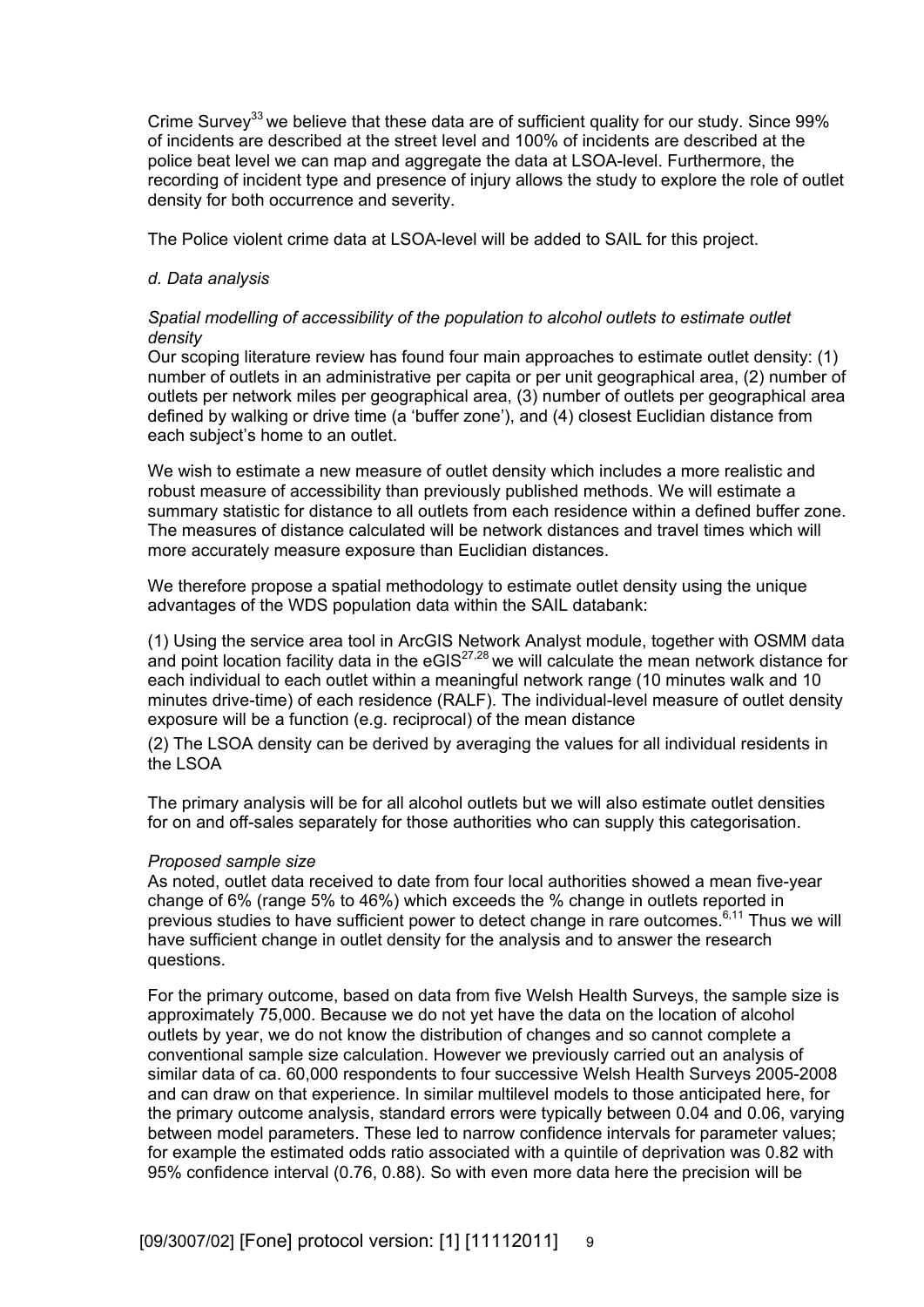Crime Survey[33] we believe that these data are of sufficient quality for our study. Since 99% of incidents are described at the street level and 100% of incidents are described at the police beat level we can map and aggregate the data at LSOA-level. Furthermore, the recording of incident type and presence of injury allows the study to explore the role of outlet density for both occurrence and severity.

The Police violent crime data at LSOA-level will be added to SAIL for this project.

*d. Data analysis*

*Spatial modelling of accessibility of the population to alcohol outlets to estimate outlet density*

Our scoping literature review has found four main approaches to estimate outlet density: (1) number of outlets in an administrative per capita or per unit geographical area, (2) number of outlets per network miles per geographical area, (3) number of outlets per geographical area defined by walking or drive time (a 'buffer zone'), and (4) closest Euclidian distance from each subject's home to an outlet.

We wish to estimate a new measure of outlet density which includes a more realistic and robust measure of accessibility than previously published methods. We will estimate a summary statistic for distance to all outlets from each residence within a defined buffer zone. The measures of distance calculated will be network distances and travel times which will more accurately measure exposure than Euclidian distances.

We therefore propose a spatial methodology to estimate outlet density using the unique advantages of the WDS population data within the SAIL databank:

(1) Using the service area tool in ArcGIS Network Analyst module, together with OSMM data and point location facility data in the eGIS[27,28] we will calculate the mean network distance for each individual to each outlet within a meaningful network range (10 minutes walk and 10 minutes drive-time) of each residence (RALF). The individual-level measure of outlet density exposure will be a function (e.g. reciprocal) of the mean distance

(2) The LSOA density can be derived by averaging the values for all individual residents in the LSOA

The primary analysis will be for all alcohol outlets but we will also estimate outlet densities for on and off-sales separately for those authorities who can supply this categorisation.

*Proposed sample size*

As noted, outlet data received to date from four local authorities showed a mean five-year change of 6% (range 5% to 46%) which exceeds the % change in outlets reported in previous studies to have sufficient power to detect change in rare outcomes.[6,11] Thus we will have sufficient change in outlet density for the analysis and to answer the research questions.

For the primary outcome, based on data from five Welsh Health Surveys, the sample size is approximately 75,000. Because we do not yet have the data on the location of alcohol outlets by year, we do not know the distribution of changes and so cannot complete a conventional sample size calculation. However we previously carried out an analysis of similar data of ca. 60,000 respondents to four successive Welsh Health Surveys 2005-2008 and can draw on that experience. In similar multilevel models to those anticipated here, for the primary outcome analysis, standard errors were typically between 0.04 and 0.06, varying between model parameters. These led to narrow confidence intervals for parameter values; for example the estimated odds ratio associated with a quintile of deprivation was 0.82 with 95% confidence interval (0.76, 0.88). So with even more data here the precision will be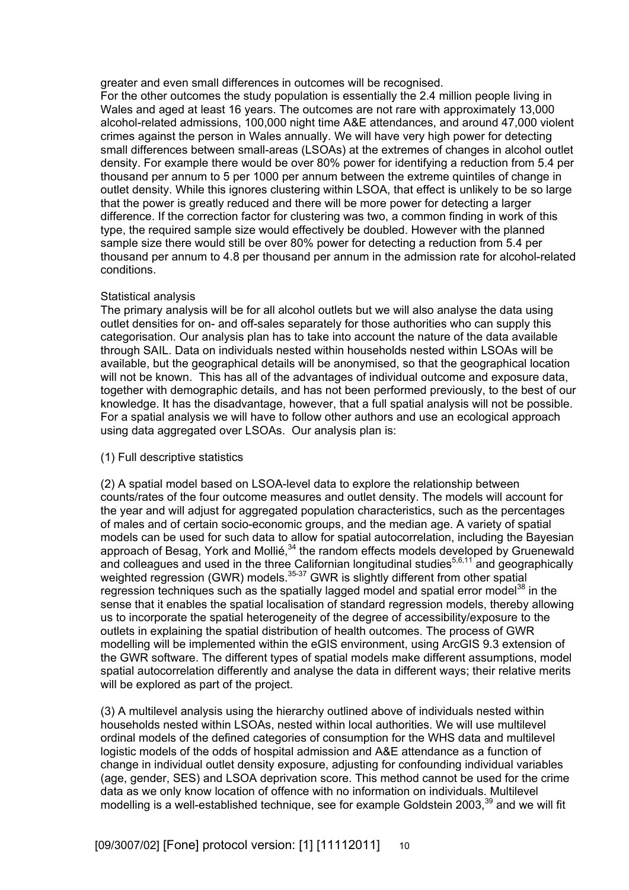greater and even small differences in outcomes will be recognised.
For the other outcomes the study population is essentially the 2.4 million people living in Wales and aged at least 16 years. The outcomes are not rare with approximately 13,000 alcohol-related admissions, 100,000 night time A&E attendances, and around 47,000 violent crimes against the person in Wales annually. We will have very high power for detecting small differences between small-areas (LSOAs) at the extremes of changes in alcohol outlet density. For example there would be over 80% power for identifying a reduction from 5.4 per thousand per annum to 5 per 1000 per annum between the extreme quintiles of change in outlet density. While this ignores clustering within LSOA, that effect is unlikely to be so large that the power is greatly reduced and there will be more power for detecting a larger difference. If the correction factor for clustering was two, a common finding in work of this type, the required sample size would effectively be doubled. However with the planned sample size there would still be over 80% power for detecting a reduction from 5.4 per thousand per annum to 4.8 per thousand per annum in the admission rate for alcohol-related conditions.

Statistical analysis

The primary analysis will be for all alcohol outlets but we will also analyse the data using outlet densities for on- and off-sales separately for those authorities who can supply this categorisation. Our analysis plan has to take into account the nature of the data available through SAIL. Data on individuals nested within households nested within LSOAs will be available, but the geographical details will be anonymised, so that the geographical location will not be known. This has all of the advantages of individual outcome and exposure data, together with demographic details, and has not been performed previously, to the best of our knowledge. It has the disadvantage, however, that a full spatial analysis will not be possible. For a spatial analysis we will have to follow other authors and use an ecological approach using data aggregated over LSOAs. Our analysis plan is:

(1) Full descriptive statistics

(2) A spatial model based on LSOA-level data to explore the relationship between counts/rates of the four outcome measures and outlet density. The models will account for the year and will adjust for aggregated population characteristics, such as the percentages of males and of certain socio-economic groups, and the median age. A variety of spatial models can be used for such data to allow for spatial autocorrelation, including the Bayesian approach of Besag, York and Mollié,[34] the random effects models developed by Gruenewald and colleagues and used in the three Californian longitudinal studies[5,6,11] and geographically weighted regression (GWR) models.[35-37] GWR is slightly different from other spatial regression techniques such as the spatially lagged model and spatial error model[38] in the sense that it enables the spatial localisation of standard regression models, thereby allowing us to incorporate the spatial heterogeneity of the degree of accessibility/exposure to the outlets in explaining the spatial distribution of health outcomes. The process of GWR modelling will be implemented within the eGIS environment, using ArcGIS 9.3 extension of the GWR software. The different types of spatial models make different assumptions, model spatial autocorrelation differently and analyse the data in different ways; their relative merits will be explored as part of the project.

(3) A multilevel analysis using the hierarchy outlined above of individuals nested within households nested within LSOAs, nested within local authorities. We will use multilevel ordinal models of the defined categories of consumption for the WHS data and multilevel logistic models of the odds of hospital admission and A&E attendance as a function of change in individual outlet density exposure, adjusting for confounding individual variables (age, gender, SES) and LSOA deprivation score. This method cannot be used for the crime data as we only know location of offence with no information on individuals. Multilevel modelling is a well-established technique, see for example Goldstein 2003,[39] and we will fit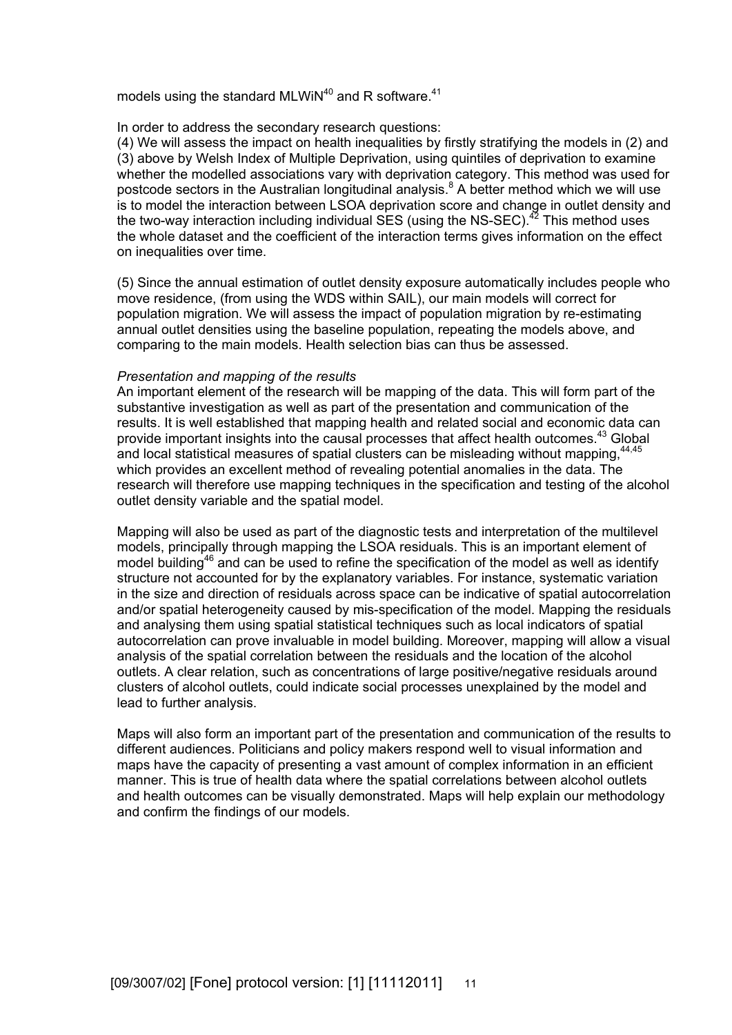models using the standard MLWiN[40] and R software.[41]

In order to address the secondary research questions:

(4) We will assess the impact on health inequalities by firstly stratifying the models in (2) and (3) above by Welsh Index of Multiple Deprivation, using quintiles of deprivation to examine whether the modelled associations vary with deprivation category. This method was used for postcode sectors in the Australian longitudinal analysis.[8] A better method which we will use is to model the interaction between LSOA deprivation score and change in outlet density and the two-way interaction including individual SES (using the NS-SEC).[42] This method uses the whole dataset and the coefficient of the interaction terms gives information on the effect on inequalities over time.

(5) Since the annual estimation of outlet density exposure automatically includes people who move residence, (from using the WDS within SAIL), our main models will correct for population migration. We will assess the impact of population migration by re-estimating annual outlet densities using the baseline population, repeating the models above, and comparing to the main models. Health selection bias can thus be assessed.

*Presentation and mapping of the results*

An important element of the research will be mapping of the data. This will form part of the substantive investigation as well as part of the presentation and communication of the results. It is well established that mapping health and related social and economic data can provide important insights into the causal processes that affect health outcomes.[43] Global and local statistical measures of spatial clusters can be misleading without mapping,[44,45] which provides an excellent method of revealing potential anomalies in the data. The research will therefore use mapping techniques in the specification and testing of the alcohol outlet density variable and the spatial model.

Mapping will also be used as part of the diagnostic tests and interpretation of the multilevel models, principally through mapping the LSOA residuals. This is an important element of model building[46] and can be used to refine the specification of the model as well as identify structure not accounted for by the explanatory variables. For instance, systematic variation in the size and direction of residuals across space can be indicative of spatial autocorrelation and/or spatial heterogeneity caused by mis-specification of the model. Mapping the residuals and analysing them using spatial statistical techniques such as local indicators of spatial autocorrelation can prove invaluable in model building. Moreover, mapping will allow a visual analysis of the spatial correlation between the residuals and the location of the alcohol outlets. A clear relation, such as concentrations of large positive/negative residuals around clusters of alcohol outlets, could indicate social processes unexplained by the model and lead to further analysis.

Maps will also form an important part of the presentation and communication of the results to different audiences. Politicians and policy makers respond well to visual information and maps have the capacity of presenting a vast amount of complex information in an efficient manner. This is true of health data where the spatial correlations between alcohol outlets and health outcomes can be visually demonstrated. Maps will help explain our methodology and confirm the findings of our models.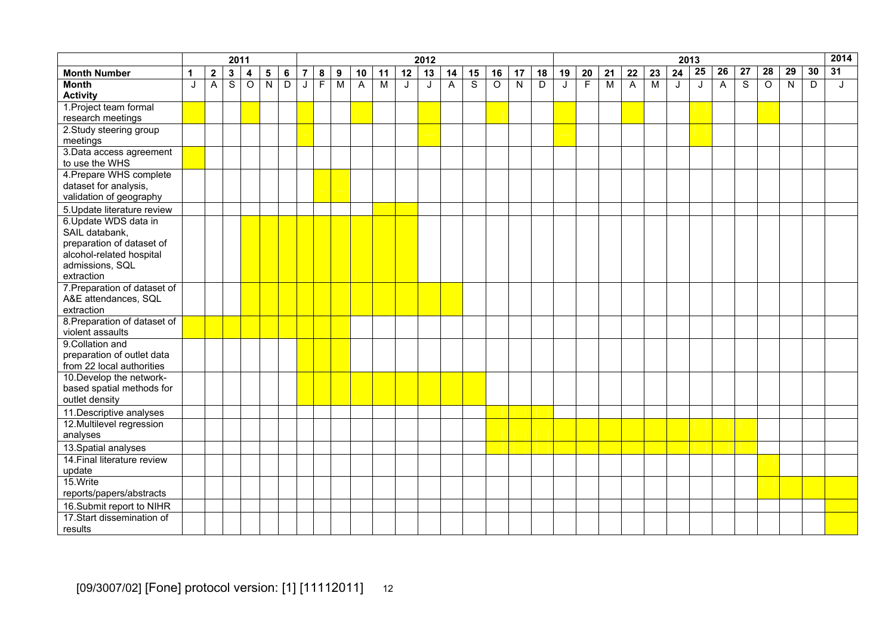| | 2011 | | | | | | 2012 | | | | | | | | | | | | 2013 | | | | | | | | | | | | 2014 |
|---|---|---|---|---|---|---|---|---|---|---|---|---|---|---|---|---|---|---|---|---|---|---|---|---|---|---|---|---|---|---|---|
| **Month Number** | **1** | **2** | **3** | **4** | **5** | **6** | **7** | **8** | **9** | **10** | **11** | **12** | **13** | **14** | **15** | **16** | **17** | **18** | **19** | **20** | **21** | **22** | **23** | **24** | **25** | **26** | **27** | **28** | **29** | **30** | **31** |
| **Month** / **Activity** | J | A | S | O | N | D | J | F | M | A | M | J | J | A | S | O | N | D | J | F | M | A | M | J | J | A | S | O | N | D | J |
| 1.Project team formal research meetings | ■ | | | ■ | | | ■ | | | ■ | | | ■ | | | ■ | | | ■ | | | ■ | | | ■ | | | ■ | | | |
| 2.Study steering group meetings | | | | | | | ■ | | | | | | ■ | | | | | | ■ | | | | | | ■ | | | | | | |
| 3.Data access agreement to use the WHS | ■ | | | | | | | | | | | | | | | | | | | | | | | | | | | | | | |
| 4.Prepare WHS complete dataset for analysis, validation of geography | | | | | | | | ■ | ■ | | | | | | | | | | | | | | | | | | | | | | |
| 5.Update literature review | | | | | | | | | | | ■ | ■ | | | | | | | | | | | | | | | | | | | |
| 6.Update WDS data in SAIL databank, preparation of dataset of alcohol-related hospital admissions, SQL extraction | | | | ■ | ■ | ■ | ■ | ■ | ■ | ■ | ■ | ■ | | | | | | | | | | | | | | | | | | | |
| 7.Preparation of dataset of A&E attendances, SQL extraction | | | | ■ | ■ | ■ | ■ | ■ | ■ | ■ | ■ | ■ | ■ | ■ | | | | | | | | | | | | | | | | | |
| 8.Preparation of dataset of violent assaults | ■ | ■ | ■ | ■ | ■ | ■ | ■ | ■ | ■ | | | | | | | | | | | | | | | | | | | | | | |
| 9.Collation and preparation of outlet data from 22 local authorities | | | | | | | ■ | ■ | ■ | | | | | | | | | | | | | | | | | | | | | | |
| 10.Develop the network-based spatial methods for outlet density | | | | | | | ■ | ■ | ■ | ■ | ■ | ■ | ■ | ■ | ■ | | | | | | | | | | | | | | | | |
| 11.Descriptive analyses | | | | | | | | | | | | | | | | ■ | ■ | ■ | | | | | | | | | | | | | |
| 12.Multilevel regression analyses | | | | | | | | | | | | | | | | ■ | ■ | ■ | ■ | ■ | ■ | ■ | ■ | ■ | ■ | ■ | ■ | | | | |
| 13.Spatial analyses | | | | | | | | | | | | | | | | ■ | ■ | ■ | ■ | ■ | ■ | ■ | ■ | ■ | ■ | ■ | ■ | | | | |
| 14.Final literature review update | | | | | | | | | | | | | | | | | | | | | | | | | | | | ■ | | | |
| 15.Write reports/papers/abstracts | | | | | | | | | | | | | | | | | | | | | | | | | | | | ■ | ■ | ■ | ■ |
| 16.Submit report to NIHR | | | | | | | | | | | | | | | | | | | | | | | | | | | | | | | ■ |
| 17.Start dissemination of results | | | | | | | | | | | | | | | | | | | | | | | | | | | | | | | ■ |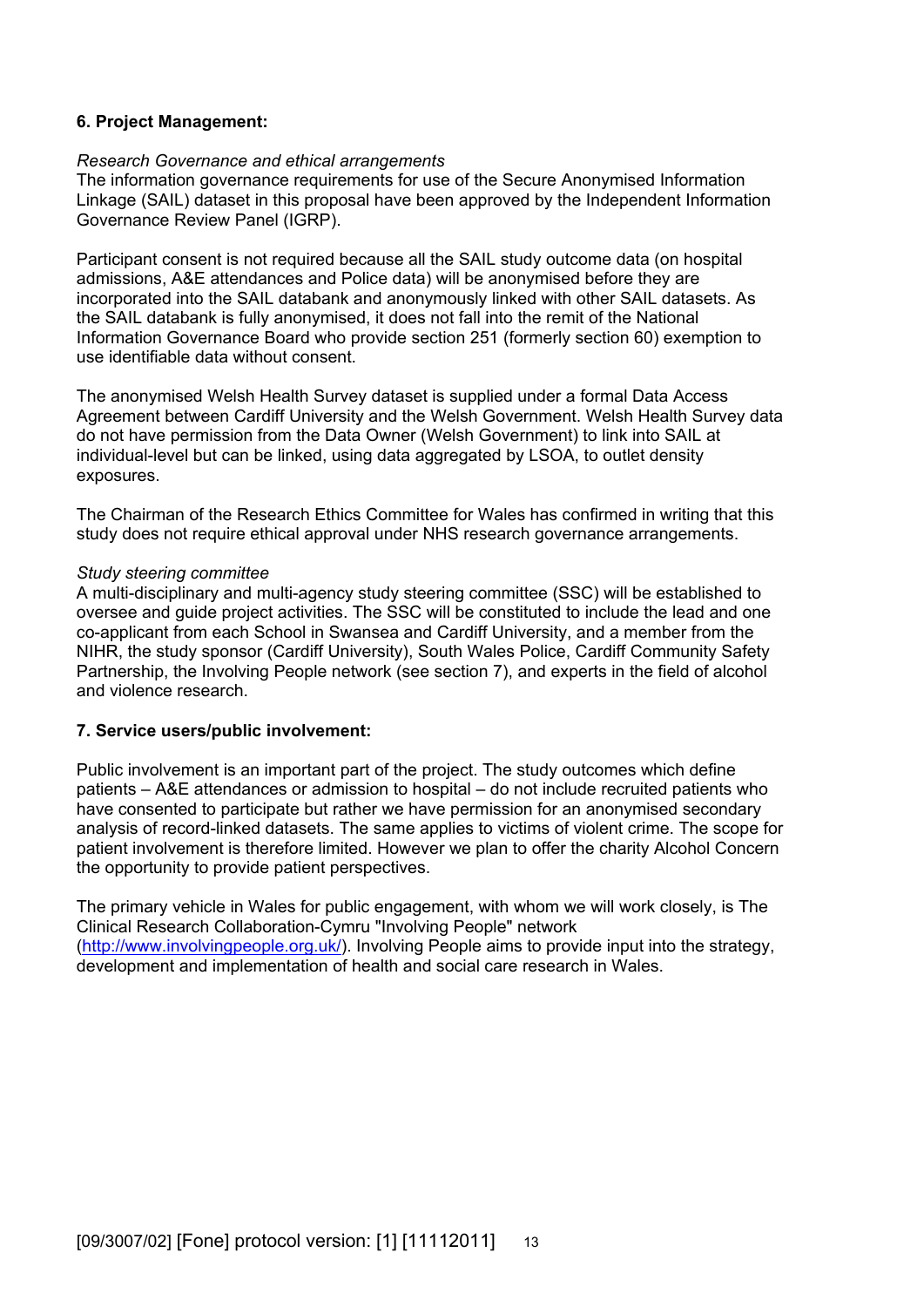**6. Project Management:**

*Research Governance and ethical arrangements*
The information governance requirements for use of the Secure Anonymised Information Linkage (SAIL) dataset in this proposal have been approved by the Independent Information Governance Review Panel (IGRP).

Participant consent is not required because all the SAIL study outcome data (on hospital admissions, A&E attendances and Police data) will be anonymised before they are incorporated into the SAIL databank and anonymously linked with other SAIL datasets. As the SAIL databank is fully anonymised, it does not fall into the remit of the National Information Governance Board who provide section 251 (formerly section 60) exemption to use identifiable data without consent.

The anonymised Welsh Health Survey dataset is supplied under a formal Data Access Agreement between Cardiff University and the Welsh Government. Welsh Health Survey data do not have permission from the Data Owner (Welsh Government) to link into SAIL at individual-level but can be linked, using data aggregated by LSOA, to outlet density exposures.

The Chairman of the Research Ethics Committee for Wales has confirmed in writing that this study does not require ethical approval under NHS research governance arrangements.

*Study steering committee*
A multi-disciplinary and multi-agency study steering committee (SSC) will be established to oversee and guide project activities. The SSC will be constituted to include the lead and one co-applicant from each School in Swansea and Cardiff University, and a member from the NIHR, the study sponsor (Cardiff University), South Wales Police, Cardiff Community Safety Partnership, the Involving People network (see section 7), and experts in the field of alcohol and violence research.

**7. Service users/public involvement:**

Public involvement is an important part of the project. The study outcomes which define patients – A&E attendances or admission to hospital – do not include recruited patients who have consented to participate but rather we have permission for an anonymised secondary analysis of record-linked datasets. The same applies to victims of violent crime. The scope for patient involvement is therefore limited. However we plan to offer the charity Alcohol Concern the opportunity to provide patient perspectives.

The primary vehicle in Wales for public engagement, with whom we will work closely, is The Clinical Research Collaboration-Cymru "Involving People" network (http://www.involvingpeople.org.uk/). Involving People aims to provide input into the strategy, development and implementation of health and social care research in Wales.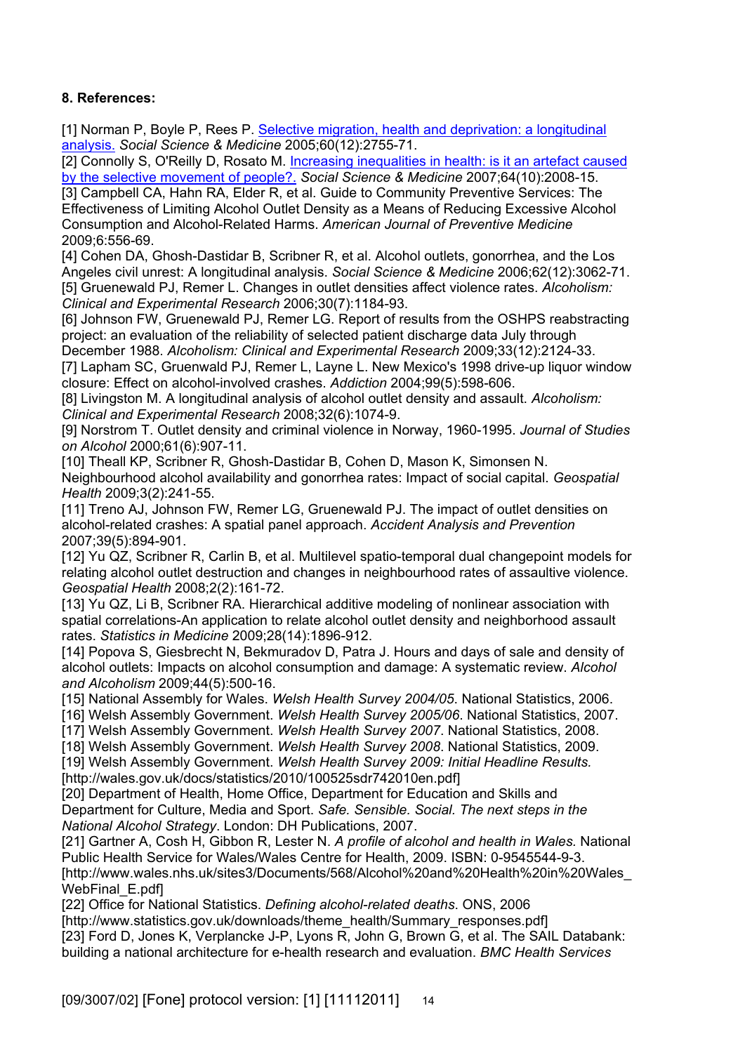**8. References:**

[1] Norman P, Boyle P, Rees P. Selective migration, health and deprivation: a longitudinal analysis. *Social Science & Medicine* 2005;60(12):2755-71.
[2] Connolly S, O'Reilly D, Rosato M. Increasing inequalities in health: is it an artefact caused by the selective movement of people?. *Social Science & Medicine* 2007;64(10):2008-15.
[3] Campbell CA, Hahn RA, Elder R, et al. Guide to Community Preventive Services: The Effectiveness of Limiting Alcohol Outlet Density as a Means of Reducing Excessive Alcohol Consumption and Alcohol-Related Harms. *American Journal of Preventive Medicine* 2009;6:556-69.
[4] Cohen DA, Ghosh-Dastidar B, Scribner R, et al. Alcohol outlets, gonorrhea, and the Los Angeles civil unrest: A longitudinal analysis. *Social Science & Medicine* 2006;62(12):3062-71.
[5] Gruenewald PJ, Remer L. Changes in outlet densities affect violence rates. *Alcoholism: Clinical and Experimental Research* 2006;30(7):1184-93.
[6] Johnson FW, Gruenewald PJ, Remer LG. Report of results from the OSHPS reabstracting project: an evaluation of the reliability of selected patient discharge data July through December 1988. *Alcoholism: Clinical and Experimental Research* 2009;33(12):2124-33.
[7] Lapham SC, Gruenwald PJ, Remer L, Layne L. New Mexico's 1998 drive-up liquor window closure: Effect on alcohol-involved crashes. *Addiction* 2004;99(5):598-606.
[8] Livingston M. A longitudinal analysis of alcohol outlet density and assault. *Alcoholism: Clinical and Experimental Research* 2008;32(6):1074-9.
[9] Norstrom T. Outlet density and criminal violence in Norway, 1960-1995. *Journal of Studies on Alcohol* 2000;61(6):907-11.
[10] Theall KP, Scribner R, Ghosh-Dastidar B, Cohen D, Mason K, Simonsen N. Neighbourhood alcohol availability and gonorrhea rates: Impact of social capital. *Geospatial Health* 2009;3(2):241-55.
[11] Treno AJ, Johnson FW, Remer LG, Gruenewald PJ. The impact of outlet densities on alcohol-related crashes: A spatial panel approach. *Accident Analysis and Prevention* 2007;39(5):894-901.
[12] Yu QZ, Scribner R, Carlin B, et al. Multilevel spatio-temporal dual changepoint models for relating alcohol outlet destruction and changes in neighbourhood rates of assaultive violence. *Geospatial Health* 2008;2(2):161-72.
[13] Yu QZ, Li B, Scribner RA. Hierarchical additive modeling of nonlinear association with spatial correlations-An application to relate alcohol outlet density and neighborhood assault rates. *Statistics in Medicine* 2009;28(14):1896-912.
[14] Popova S, Giesbrecht N, Bekmuradov D, Patra J. Hours and days of sale and density of alcohol outlets: Impacts on alcohol consumption and damage: A systematic review. *Alcohol and Alcoholism* 2009;44(5):500-16.
[15] National Assembly for Wales. *Welsh Health Survey 2004/05*. National Statistics, 2006.
[16] Welsh Assembly Government. *Welsh Health Survey 2005/06*. National Statistics, 2007.
[17] Welsh Assembly Government. *Welsh Health Survey 2007*. National Statistics, 2008.
[18] Welsh Assembly Government. *Welsh Health Survey 2008*. National Statistics, 2009.
[19] Welsh Assembly Government. *Welsh Health Survey 2009: Initial Headline Results.* [http://wales.gov.uk/docs/statistics/2010/100525sdr742010en.pdf]
[20] Department of Health, Home Office, Department for Education and Skills and Department for Culture, Media and Sport. *Safe. Sensible. Social. The next steps in the National Alcohol Strategy*. London: DH Publications, 2007.
[21] Gartner A, Cosh H, Gibbon R, Lester N. *A profile of alcohol and health in Wales.* National Public Health Service for Wales/Wales Centre for Health, 2009. ISBN: 0-9545544-9-3. [http://www.wales.nhs.uk/sites3/Documents/568/Alcohol%20and%20Health%20in%20Wales_WebFinal_E.pdf]
[22] Office for National Statistics. *Defining alcohol-related deaths*. ONS, 2006 [http://www.statistics.gov.uk/downloads/theme_health/Summary_responses.pdf]
[23] Ford D, Jones K, Verplancke J-P, Lyons R, John G, Brown G, et al. The SAIL Databank: building a national architecture for e-health research and evaluation. *BMC Health Services*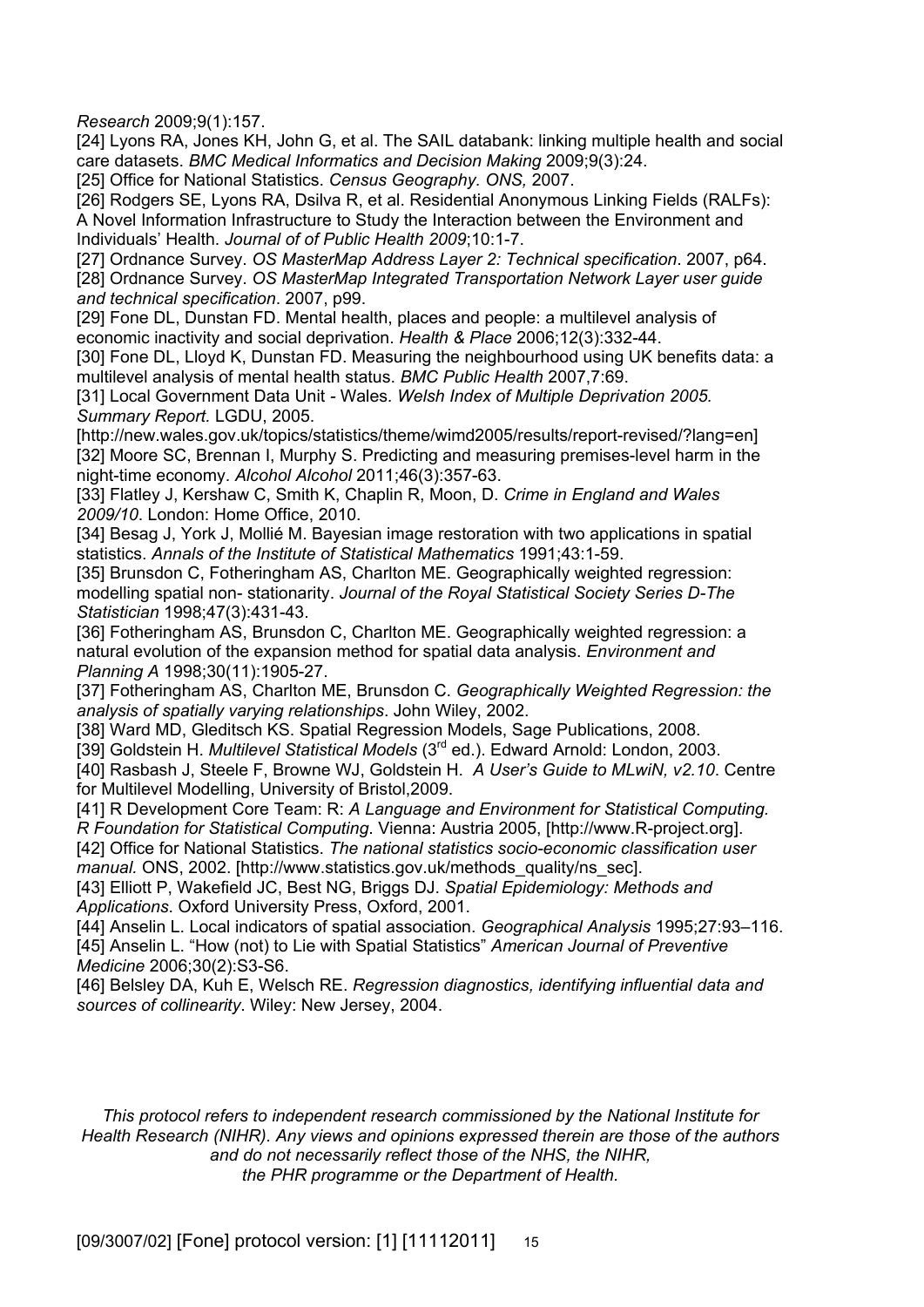*Research* 2009;9(1):157.

[24] Lyons RA, Jones KH, John G, et al. The SAIL databank: linking multiple health and social care datasets. *BMC Medical Informatics and Decision Making* 2009;9(3):24.

[25] Office for National Statistics. *Census Geography. ONS,* 2007.

[26] Rodgers SE, Lyons RA, Dsilva R, et al. Residential Anonymous Linking Fields (RALFs): A Novel Information Infrastructure to Study the Interaction between the Environment and Individuals' Health. *Journal of of Public Health 2009*;10:1-7.

[27] Ordnance Survey. *OS MasterMap Address Layer 2: Technical specification*. 2007, p64.

[28] Ordnance Survey. *OS MasterMap Integrated Transportation Network Layer user guide and technical specification*. 2007, p99.

[29] Fone DL, Dunstan FD. Mental health, places and people: a multilevel analysis of economic inactivity and social deprivation. *Health & Place* 2006;12(3):332-44.

[30] Fone DL, Lloyd K, Dunstan FD. Measuring the neighbourhood using UK benefits data: a multilevel analysis of mental health status. *BMC Public Health* 2007,7:69.

[31] Local Government Data Unit - Wales. *Welsh Index of Multiple Deprivation 2005. Summary Report.* LGDU, 2005. [http://new.wales.gov.uk/topics/statistics/theme/wimd2005/results/report-revised/?lang=en]

[32] Moore SC, Brennan I, Murphy S. Predicting and measuring premises-level harm in the night-time economy. *Alcohol Alcohol* 2011;46(3):357-63.

[33] Flatley J, Kershaw C, Smith K, Chaplin R, Moon, D. *Crime in England and Wales 2009/10*. London: Home Office, 2010.

[34] Besag J, York J, Mollié M. Bayesian image restoration with two applications in spatial statistics. *Annals of the Institute of Statistical Mathematics* 1991;43:1-59.

[35] Brunsdon C, Fotheringham AS, Charlton ME. Geographically weighted regression: modelling spatial non- stationarity. *Journal of the Royal Statistical Society Series D-The Statistician* 1998;47(3):431-43.

[36] Fotheringham AS, Brunsdon C, Charlton ME. Geographically weighted regression: a natural evolution of the expansion method for spatial data analysis. *Environment and Planning A* 1998;30(11):1905-27.

[37] Fotheringham AS, Charlton ME, Brunsdon C. *Geographically Weighted Regression: the analysis of spatially varying relationships*. John Wiley, 2002.

[38] Ward MD, Gleditsch KS. Spatial Regression Models, Sage Publications, 2008.

[39] Goldstein H. *Multilevel Statistical Models* (3rd ed.). Edward Arnold: London, 2003.

[40] Rasbash J, Steele F, Browne WJ, Goldstein H. *A User's Guide to MLwiN, v2.10*. Centre for Multilevel Modelling, University of Bristol,2009.

[41] R Development Core Team: R: *A Language and Environment for Statistical Computing. R Foundation for Statistical Computing*. Vienna: Austria 2005, [http://www.R-project.org].

[42] Office for National Statistics. *The national statistics socio-economic classification user manual.* ONS, 2002. [http://www.statistics.gov.uk/methods_quality/ns_sec].

[43] Elliott P, Wakefield JC, Best NG, Briggs DJ. *Spatial Epidemiology: Methods and Applications*. Oxford University Press, Oxford, 2001.

[44] Anselin L. Local indicators of spatial association. *Geographical Analysis* 1995;27:93–116.

[45] Anselin L. "How (not) to Lie with Spatial Statistics" *American Journal of Preventive Medicine* 2006;30(2):S3-S6.

[46] Belsley DA, Kuh E, Welsch RE. *Regression diagnostics, identifying influential data and sources of collinearity*. Wiley: New Jersey, 2004.

*This protocol refers to independent research commissioned by the National Institute for Health Research (NIHR). Any views and opinions expressed therein are those of the authors and do not necessarily reflect those of the NHS, the NIHR, the PHR programme or the Department of Health.*